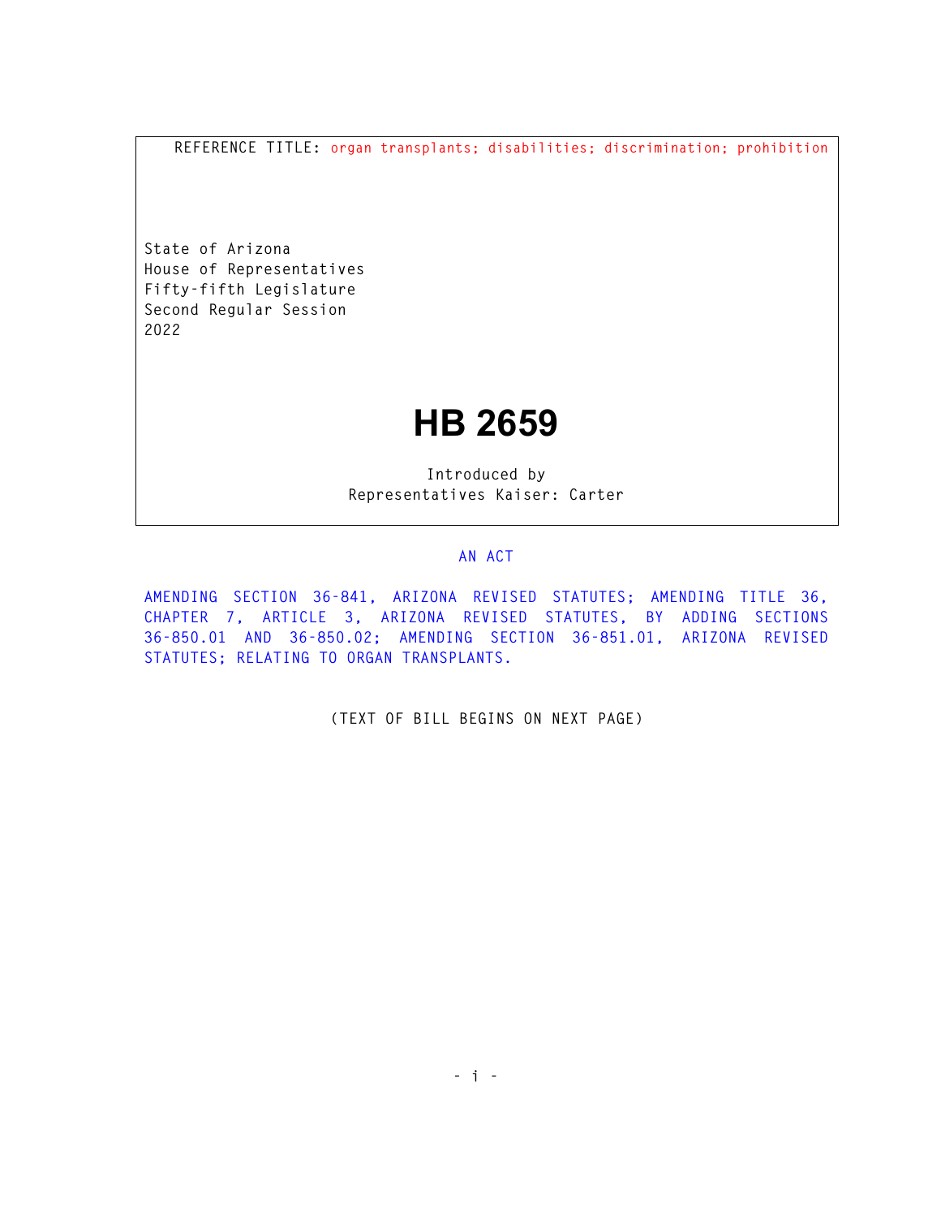REFERENCE TITLE: organ transplants; disabilities; discrimination; prohibition

State of Arizona
House of Representatives
Fifty-fifth Legislature
Second Regular Session
2022

# HB 2659

Introduced by
Representatives Kaiser: Carter

## AN ACT

AMENDING SECTION 36-841, ARIZONA REVISED STATUTES; AMENDING TITLE 36, CHAPTER 7, ARTICLE 3, ARIZONA REVISED STATUTES, BY ADDING SECTIONS 36-850.01 AND 36-850.02; AMENDING SECTION 36-851.01, ARIZONA REVISED STATUTES; RELATING TO ORGAN TRANSPLANTS.

(TEXT OF BILL BEGINS ON NEXT PAGE)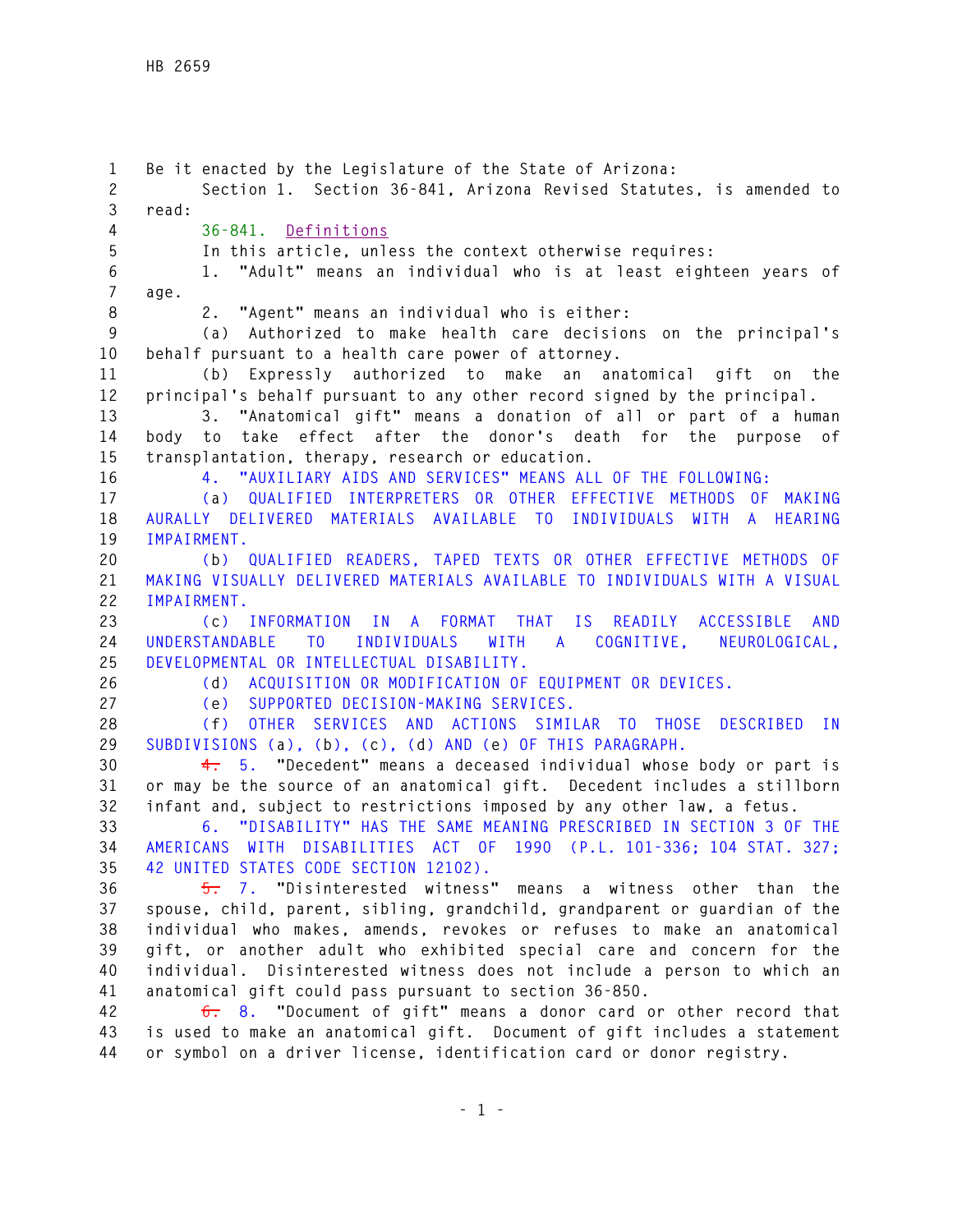Be it enacted by the Legislature of the State of Arizona:

Section 1. Section 36-841, Arizona Revised Statutes, is amended to read:

36-841. Definitions

In this article, unless the context otherwise requires:

1. "Adult" means an individual who is at least eighteen years of age.

2. "Agent" means an individual who is either:

(a) Authorized to make health care decisions on the principal's behalf pursuant to a health care power of attorney.

(b) Expressly authorized to make an anatomical gift on the principal's behalf pursuant to any other record signed by the principal.

3. "Anatomical gift" means a donation of all or part of a human body to take effect after the donor's death for the purpose of transplantation, therapy, research or education.

4. "AUXILIARY AIDS AND SERVICES" MEANS ALL OF THE FOLLOWING:

(a) QUALIFIED INTERPRETERS OR OTHER EFFECTIVE METHODS OF MAKING AURALLY DELIVERED MATERIALS AVAILABLE TO INDIVIDUALS WITH A HEARING IMPAIRMENT.

(b) QUALIFIED READERS, TAPED TEXTS OR OTHER EFFECTIVE METHODS OF MAKING VISUALLY DELIVERED MATERIALS AVAILABLE TO INDIVIDUALS WITH A VISUAL IMPAIRMENT.

(c) INFORMATION IN A FORMAT THAT IS READILY ACCESSIBLE AND UNDERSTANDABLE TO INDIVIDUALS WITH A COGNITIVE, NEUROLOGICAL, DEVELOPMENTAL OR INTELLECTUAL DISABILITY.

(d) ACQUISITION OR MODIFICATION OF EQUIPMENT OR DEVICES.

(e) SUPPORTED DECISION-MAKING SERVICES.

(f) OTHER SERVICES AND ACTIONS SIMILAR TO THOSE DESCRIBED IN SUBDIVISIONS (a), (b), (c), (d) AND (e) OF THIS PARAGRAPH.

~~4.~~ 5. "Decedent" means a deceased individual whose body or part is or may be the source of an anatomical gift. Decedent includes a stillborn infant and, subject to restrictions imposed by any other law, a fetus.

6. "DISABILITY" HAS THE SAME MEANING PRESCRIBED IN SECTION 3 OF THE AMERICANS WITH DISABILITIES ACT OF 1990 (P.L. 101-336; 104 STAT. 327; 42 UNITED STATES CODE SECTION 12102).

~~5.~~ 7. "Disinterested witness" means a witness other than the spouse, child, parent, sibling, grandchild, grandparent or guardian of the individual who makes, amends, revokes or refuses to make an anatomical gift, or another adult who exhibited special care and concern for the individual. Disinterested witness does not include a person to which an anatomical gift could pass pursuant to section 36-850.

~~6.~~ 8. "Document of gift" means a donor card or other record that is used to make an anatomical gift. Document of gift includes a statement or symbol on a driver license, identification card or donor registry.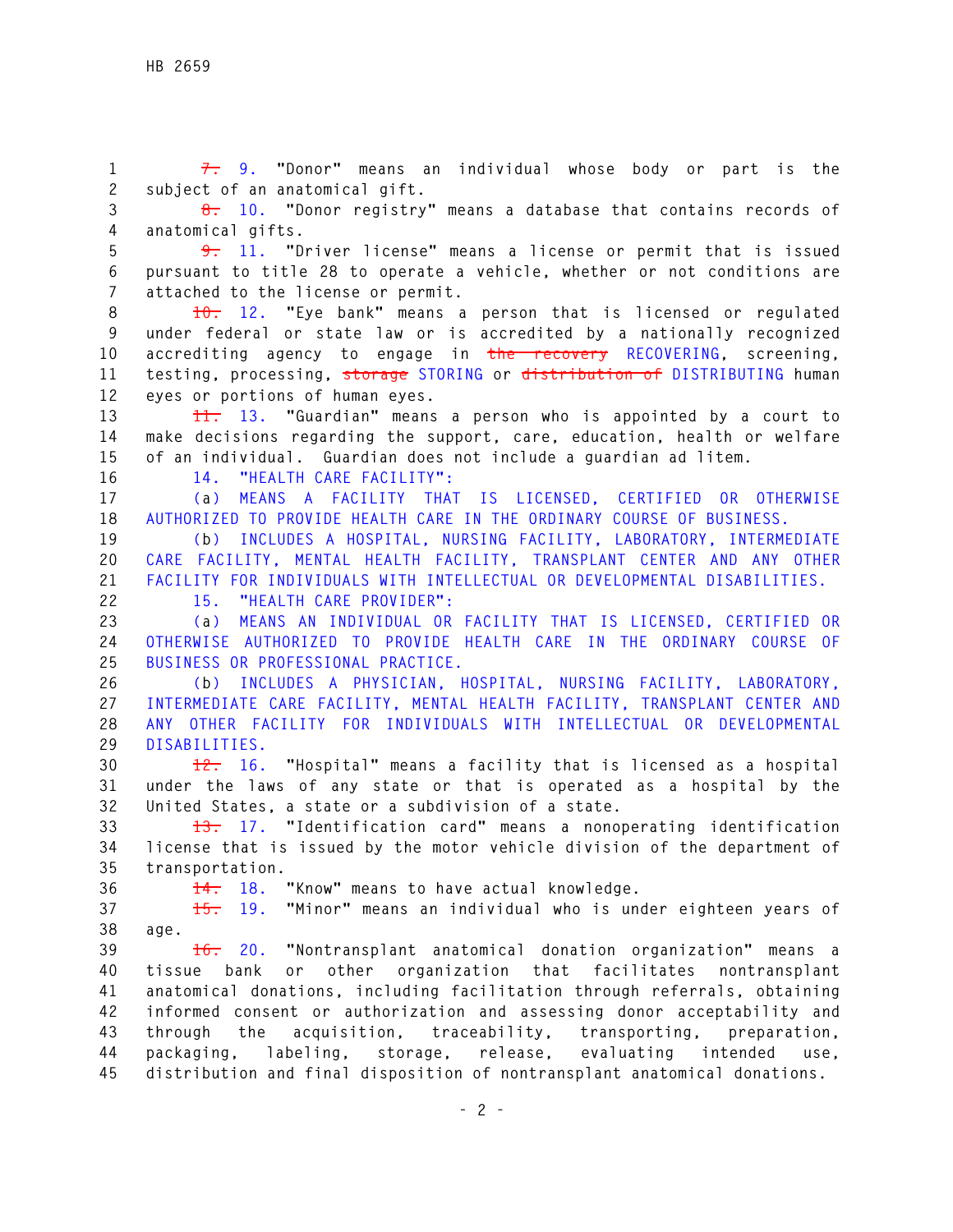~~7.~~ 9. "Donor" means an individual whose body or part is the subject of an anatomical gift.

~~8.~~ 10. "Donor registry" means a database that contains records of anatomical gifts.

~~9.~~ 11. "Driver license" means a license or permit that is issued pursuant to title 28 to operate a vehicle, whether or not conditions are attached to the license or permit.

~~10.~~ 12. "Eye bank" means a person that is licensed or regulated under federal or state law or is accredited by a nationally recognized accrediting agency to engage in ~~the recovery~~ RECOVERING, screening, testing, processing, ~~storage~~ STORING or ~~distribution of~~ DISTRIBUTING human eyes or portions of human eyes.

~~11.~~ 13. "Guardian" means a person who is appointed by a court to make decisions regarding the support, care, education, health or welfare of an individual. Guardian does not include a guardian ad litem.

14. "HEALTH CARE FACILITY":

(a) MEANS A FACILITY THAT IS LICENSED, CERTIFIED OR OTHERWISE AUTHORIZED TO PROVIDE HEALTH CARE IN THE ORDINARY COURSE OF BUSINESS.

(b) INCLUDES A HOSPITAL, NURSING FACILITY, LABORATORY, INTERMEDIATE CARE FACILITY, MENTAL HEALTH FACILITY, TRANSPLANT CENTER AND ANY OTHER FACILITY FOR INDIVIDUALS WITH INTELLECTUAL OR DEVELOPMENTAL DISABILITIES.

15. "HEALTH CARE PROVIDER":

(a) MEANS AN INDIVIDUAL OR FACILITY THAT IS LICENSED, CERTIFIED OR OTHERWISE AUTHORIZED TO PROVIDE HEALTH CARE IN THE ORDINARY COURSE OF BUSINESS OR PROFESSIONAL PRACTICE.

(b) INCLUDES A PHYSICIAN, HOSPITAL, NURSING FACILITY, LABORATORY, INTERMEDIATE CARE FACILITY, MENTAL HEALTH FACILITY, TRANSPLANT CENTER AND ANY OTHER FACILITY FOR INDIVIDUALS WITH INTELLECTUAL OR DEVELOPMENTAL DISABILITIES.

~~12.~~ 16. "Hospital" means a facility that is licensed as a hospital under the laws of any state or that is operated as a hospital by the United States, a state or a subdivision of a state.

~~13.~~ 17. "Identification card" means a nonoperating identification license that is issued by the motor vehicle division of the department of transportation.

~~14.~~ 18. "Know" means to have actual knowledge.

~~15.~~ 19. "Minor" means an individual who is under eighteen years of age.

~~16.~~ 20. "Nontransplant anatomical donation organization" means a tissue bank or other organization that facilitates nontransplant anatomical donations, including facilitation through referrals, obtaining informed consent or authorization and assessing donor acceptability and through the acquisition, traceability, transporting, preparation, packaging, labeling, storage, release, evaluating intended use, distribution and final disposition of nontransplant anatomical donations.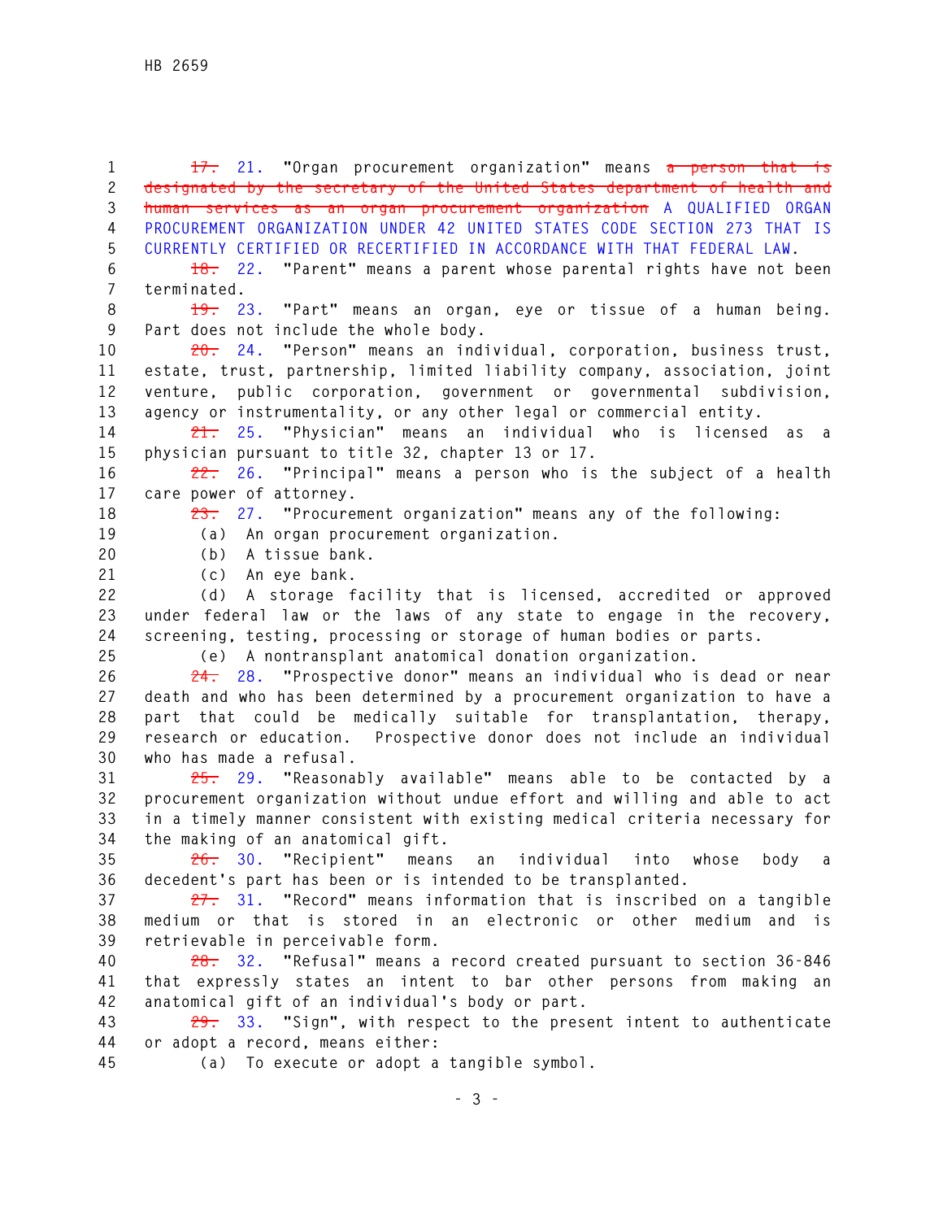~~17.~~ 21. "Organ procurement organization" means ~~a person that is designated by the secretary of the United States department of health and human services as an organ procurement organization~~ A QUALIFIED ORGAN PROCUREMENT ORGANIZATION UNDER 42 UNITED STATES CODE SECTION 273 THAT IS CURRENTLY CERTIFIED OR RECERTIFIED IN ACCORDANCE WITH THAT FEDERAL LAW.

~~18.~~ 22. "Parent" means a parent whose parental rights have not been terminated.

~~19.~~ 23. "Part" means an organ, eye or tissue of a human being. Part does not include the whole body.

~~20.~~ 24. "Person" means an individual, corporation, business trust, estate, trust, partnership, limited liability company, association, joint venture, public corporation, government or governmental subdivision, agency or instrumentality, or any other legal or commercial entity.

~~21.~~ 25. "Physician" means an individual who is licensed as a physician pursuant to title 32, chapter 13 or 17.

~~22.~~ 26. "Principal" means a person who is the subject of a health care power of attorney.

~~23.~~ 27. "Procurement organization" means any of the following:

(a) An organ procurement organization.

(b) A tissue bank.

(c) An eye bank.

(d) A storage facility that is licensed, accredited or approved under federal law or the laws of any state to engage in the recovery, screening, testing, processing or storage of human bodies or parts.

(e) A nontransplant anatomical donation organization.

~~24.~~ 28. "Prospective donor" means an individual who is dead or near death and who has been determined by a procurement organization to have a part that could be medically suitable for transplantation, therapy, research or education. Prospective donor does not include an individual who has made a refusal.

~~25.~~ 29. "Reasonably available" means able to be contacted by a procurement organization without undue effort and willing and able to act in a timely manner consistent with existing medical criteria necessary for the making of an anatomical gift.

~~26.~~ 30. "Recipient" means an individual into whose body a decedent's part has been or is intended to be transplanted.

~~27.~~ 31. "Record" means information that is inscribed on a tangible medium or that is stored in an electronic or other medium and is retrievable in perceivable form.

~~28.~~ 32. "Refusal" means a record created pursuant to section 36-846 that expressly states an intent to bar other persons from making an anatomical gift of an individual's body or part.

~~29.~~ 33. "Sign", with respect to the present intent to authenticate or adopt a record, means either:

(a) To execute or adopt a tangible symbol.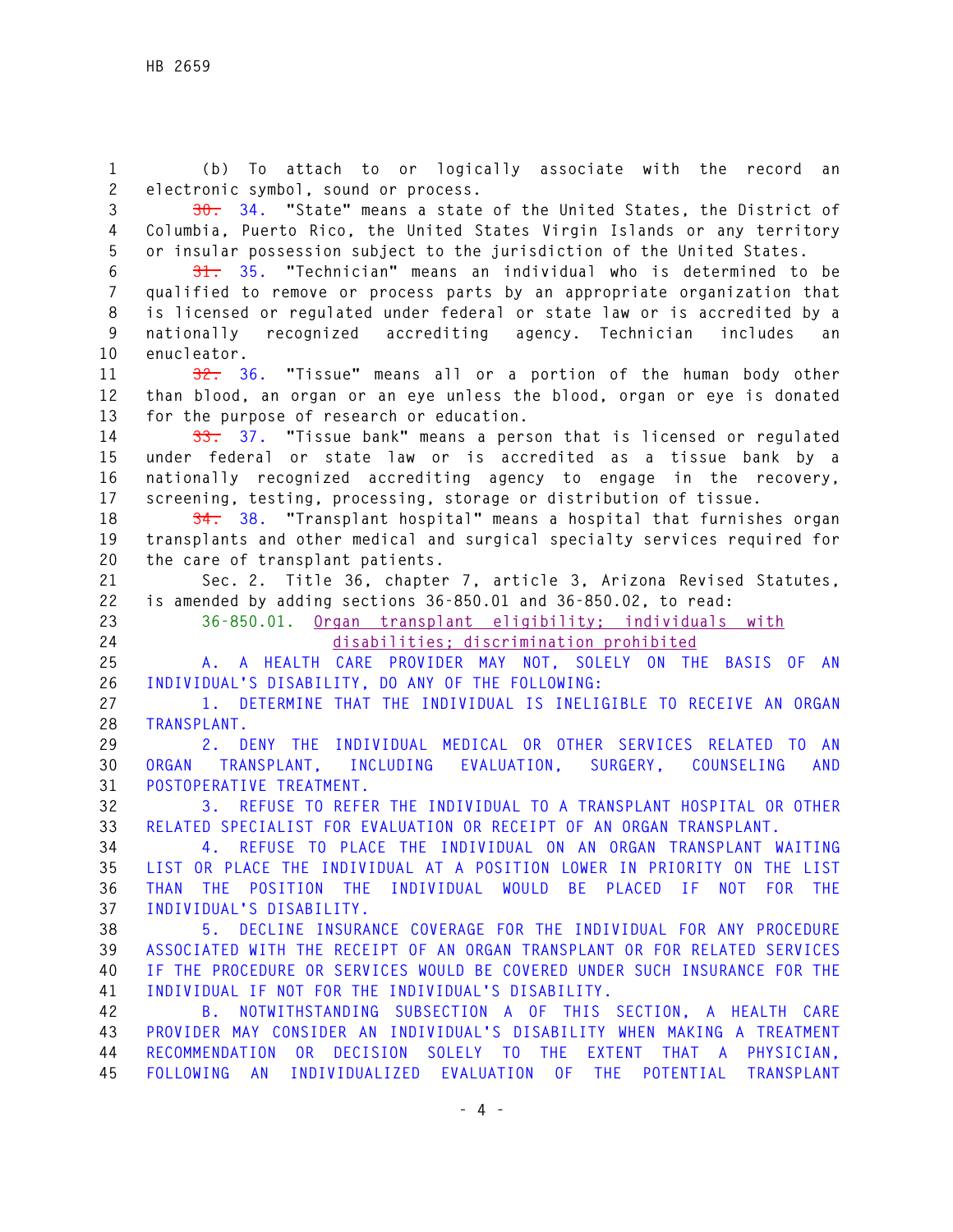(b) To attach to or logically associate with the record an electronic symbol, sound or process.

~~30.~~ 34. "State" means a state of the United States, the District of Columbia, Puerto Rico, the United States Virgin Islands or any territory or insular possession subject to the jurisdiction of the United States.

~~31.~~ 35. "Technician" means an individual who is determined to be qualified to remove or process parts by an appropriate organization that is licensed or regulated under federal or state law or is accredited by a nationally recognized accrediting agency. Technician includes an enucleator.

~~32.~~ 36. "Tissue" means all or a portion of the human body other than blood, an organ or an eye unless the blood, organ or eye is donated for the purpose of research or education.

~~33.~~ 37. "Tissue bank" means a person that is licensed or regulated under federal or state law or is accredited as a tissue bank by a nationally recognized accrediting agency to engage in the recovery, screening, testing, processing, storage or distribution of tissue.

~~34.~~ 38. "Transplant hospital" means a hospital that furnishes organ transplants and other medical and surgical specialty services required for the care of transplant patients.

Sec. 2. Title 36, chapter 7, article 3, Arizona Revised Statutes, is amended by adding sections 36-850.01 and 36-850.02, to read:

36-850.01. Organ transplant eligibility; individuals with disabilities; discrimination prohibited

A. A HEALTH CARE PROVIDER MAY NOT, SOLELY ON THE BASIS OF AN INDIVIDUAL'S DISABILITY, DO ANY OF THE FOLLOWING:

1. DETERMINE THAT THE INDIVIDUAL IS INELIGIBLE TO RECEIVE AN ORGAN TRANSPLANT.

2. DENY THE INDIVIDUAL MEDICAL OR OTHER SERVICES RELATED TO AN ORGAN TRANSPLANT, INCLUDING EVALUATION, SURGERY, COUNSELING AND POSTOPERATIVE TREATMENT.

3. REFUSE TO REFER THE INDIVIDUAL TO A TRANSPLANT HOSPITAL OR OTHER RELATED SPECIALIST FOR EVALUATION OR RECEIPT OF AN ORGAN TRANSPLANT.

4. REFUSE TO PLACE THE INDIVIDUAL ON AN ORGAN TRANSPLANT WAITING LIST OR PLACE THE INDIVIDUAL AT A POSITION LOWER IN PRIORITY ON THE LIST THAN THE POSITION THE INDIVIDUAL WOULD BE PLACED IF NOT FOR THE INDIVIDUAL'S DISABILITY.

5. DECLINE INSURANCE COVERAGE FOR THE INDIVIDUAL FOR ANY PROCEDURE ASSOCIATED WITH THE RECEIPT OF AN ORGAN TRANSPLANT OR FOR RELATED SERVICES IF THE PROCEDURE OR SERVICES WOULD BE COVERED UNDER SUCH INSURANCE FOR THE INDIVIDUAL IF NOT FOR THE INDIVIDUAL'S DISABILITY.

B. NOTWITHSTANDING SUBSECTION A OF THIS SECTION, A HEALTH CARE PROVIDER MAY CONSIDER AN INDIVIDUAL'S DISABILITY WHEN MAKING A TREATMENT RECOMMENDATION OR DECISION SOLELY TO THE EXTENT THAT A PHYSICIAN, FOLLOWING AN INDIVIDUALIZED EVALUATION OF THE POTENTIAL TRANSPLANT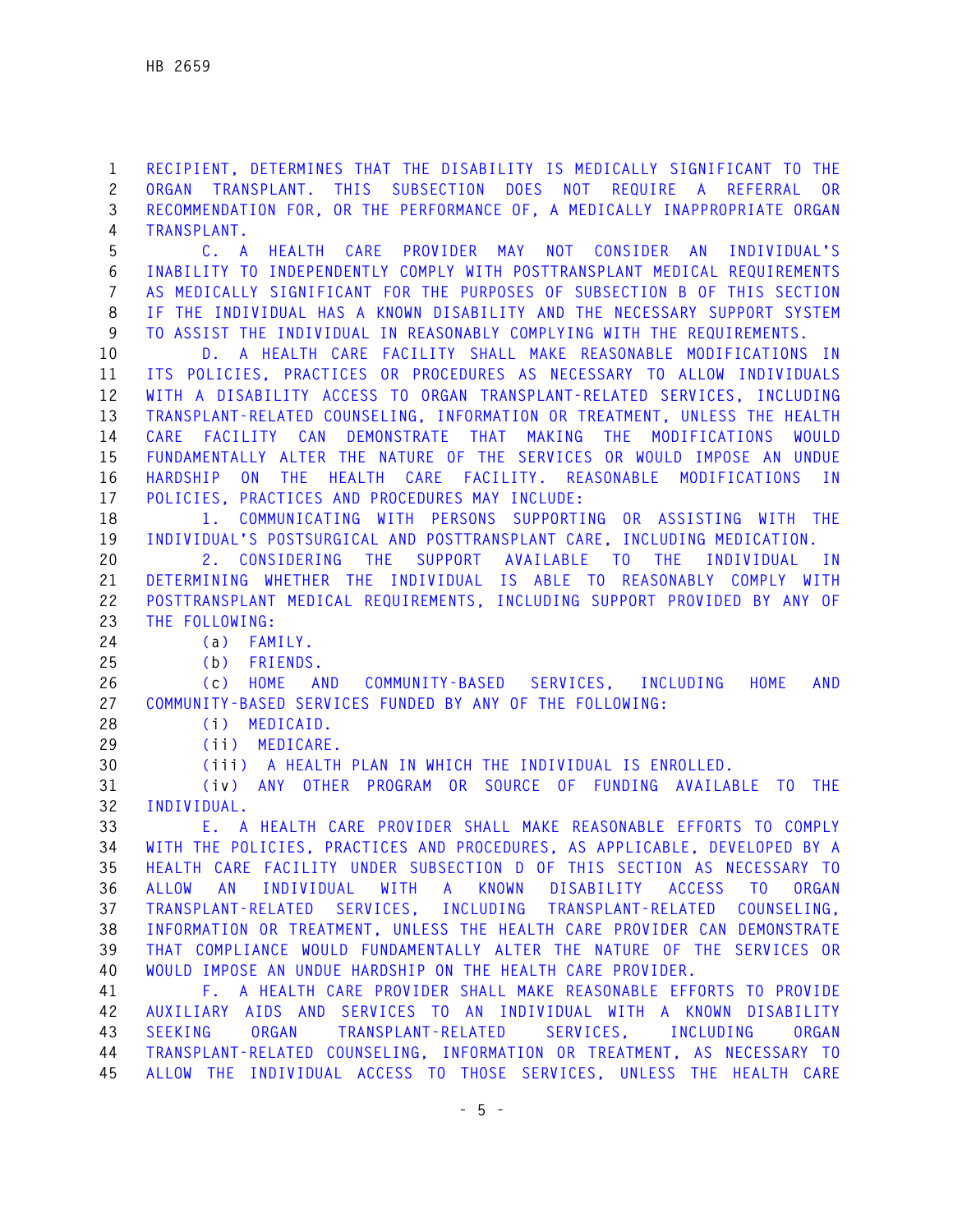RECIPIENT, DETERMINES THAT THE DISABILITY IS MEDICALLY SIGNIFICANT TO THE ORGAN TRANSPLANT. THIS SUBSECTION DOES NOT REQUIRE A REFERRAL OR RECOMMENDATION FOR, OR THE PERFORMANCE OF, A MEDICALLY INAPPROPRIATE ORGAN TRANSPLANT.

C. A HEALTH CARE PROVIDER MAY NOT CONSIDER AN INDIVIDUAL'S INABILITY TO INDEPENDENTLY COMPLY WITH POSTTRANSPLANT MEDICAL REQUIREMENTS AS MEDICALLY SIGNIFICANT FOR THE PURPOSES OF SUBSECTION B OF THIS SECTION IF THE INDIVIDUAL HAS A KNOWN DISABILITY AND THE NECESSARY SUPPORT SYSTEM TO ASSIST THE INDIVIDUAL IN REASONABLY COMPLYING WITH THE REQUIREMENTS.

D. A HEALTH CARE FACILITY SHALL MAKE REASONABLE MODIFICATIONS IN ITS POLICIES, PRACTICES OR PROCEDURES AS NECESSARY TO ALLOW INDIVIDUALS WITH A DISABILITY ACCESS TO ORGAN TRANSPLANT-RELATED SERVICES, INCLUDING TRANSPLANT-RELATED COUNSELING, INFORMATION OR TREATMENT, UNLESS THE HEALTH CARE FACILITY CAN DEMONSTRATE THAT MAKING THE MODIFICATIONS WOULD FUNDAMENTALLY ALTER THE NATURE OF THE SERVICES OR WOULD IMPOSE AN UNDUE HARDSHIP ON THE HEALTH CARE FACILITY. REASONABLE MODIFICATIONS IN POLICIES, PRACTICES AND PROCEDURES MAY INCLUDE:

1. COMMUNICATING WITH PERSONS SUPPORTING OR ASSISTING WITH THE INDIVIDUAL'S POSTSURGICAL AND POSTTRANSPLANT CARE, INCLUDING MEDICATION.

2. CONSIDERING THE SUPPORT AVAILABLE TO THE INDIVIDUAL IN DETERMINING WHETHER THE INDIVIDUAL IS ABLE TO REASONABLY COMPLY WITH POSTTRANSPLANT MEDICAL REQUIREMENTS, INCLUDING SUPPORT PROVIDED BY ANY OF THE FOLLOWING:

(a) FAMILY.

(b) FRIENDS.

(c) HOME AND COMMUNITY-BASED SERVICES, INCLUDING HOME AND COMMUNITY-BASED SERVICES FUNDED BY ANY OF THE FOLLOWING:

(i) MEDICAID.

(ii) MEDICARE.

(iii) A HEALTH PLAN IN WHICH THE INDIVIDUAL IS ENROLLED.

(iv) ANY OTHER PROGRAM OR SOURCE OF FUNDING AVAILABLE TO THE INDIVIDUAL.

E. A HEALTH CARE PROVIDER SHALL MAKE REASONABLE EFFORTS TO COMPLY WITH THE POLICIES, PRACTICES AND PROCEDURES, AS APPLICABLE, DEVELOPED BY A HEALTH CARE FACILITY UNDER SUBSECTION D OF THIS SECTION AS NECESSARY TO ALLOW AN INDIVIDUAL WITH A KNOWN DISABILITY ACCESS TO ORGAN TRANSPLANT-RELATED SERVICES, INCLUDING TRANSPLANT-RELATED COUNSELING, INFORMATION OR TREATMENT, UNLESS THE HEALTH CARE PROVIDER CAN DEMONSTRATE THAT COMPLIANCE WOULD FUNDAMENTALLY ALTER THE NATURE OF THE SERVICES OR WOULD IMPOSE AN UNDUE HARDSHIP ON THE HEALTH CARE PROVIDER.

F. A HEALTH CARE PROVIDER SHALL MAKE REASONABLE EFFORTS TO PROVIDE AUXILIARY AIDS AND SERVICES TO AN INDIVIDUAL WITH A KNOWN DISABILITY SEEKING ORGAN TRANSPLANT-RELATED SERVICES, INCLUDING ORGAN TRANSPLANT-RELATED COUNSELING, INFORMATION OR TREATMENT, AS NECESSARY TO ALLOW THE INDIVIDUAL ACCESS TO THOSE SERVICES, UNLESS THE HEALTH CARE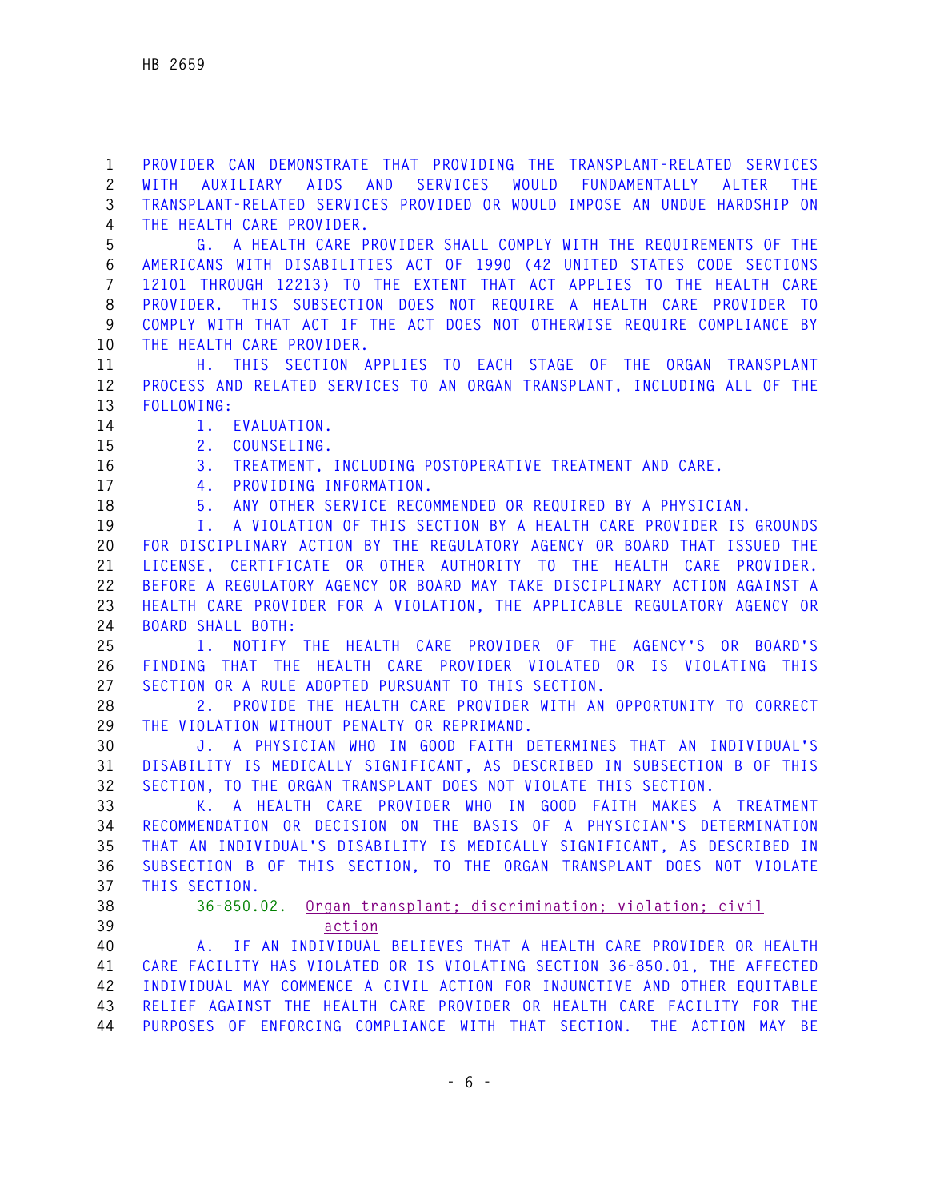PROVIDER CAN DEMONSTRATE THAT PROVIDING THE TRANSPLANT-RELATED SERVICES WITH AUXILIARY AIDS AND SERVICES WOULD FUNDAMENTALLY ALTER THE TRANSPLANT-RELATED SERVICES PROVIDED OR WOULD IMPOSE AN UNDUE HARDSHIP ON THE HEALTH CARE PROVIDER.

G. A HEALTH CARE PROVIDER SHALL COMPLY WITH THE REQUIREMENTS OF THE AMERICANS WITH DISABILITIES ACT OF 1990 (42 UNITED STATES CODE SECTIONS 12101 THROUGH 12213) TO THE EXTENT THAT ACT APPLIES TO THE HEALTH CARE PROVIDER. THIS SUBSECTION DOES NOT REQUIRE A HEALTH CARE PROVIDER TO COMPLY WITH THAT ACT IF THE ACT DOES NOT OTHERWISE REQUIRE COMPLIANCE BY THE HEALTH CARE PROVIDER.

H. THIS SECTION APPLIES TO EACH STAGE OF THE ORGAN TRANSPLANT PROCESS AND RELATED SERVICES TO AN ORGAN TRANSPLANT, INCLUDING ALL OF THE FOLLOWING:

1. EVALUATION.

2. COUNSELING.

3. TREATMENT, INCLUDING POSTOPERATIVE TREATMENT AND CARE.

4. PROVIDING INFORMATION.

5. ANY OTHER SERVICE RECOMMENDED OR REQUIRED BY A PHYSICIAN.

I. A VIOLATION OF THIS SECTION BY A HEALTH CARE PROVIDER IS GROUNDS FOR DISCIPLINARY ACTION BY THE REGULATORY AGENCY OR BOARD THAT ISSUED THE LICENSE, CERTIFICATE OR OTHER AUTHORITY TO THE HEALTH CARE PROVIDER. BEFORE A REGULATORY AGENCY OR BOARD MAY TAKE DISCIPLINARY ACTION AGAINST A HEALTH CARE PROVIDER FOR A VIOLATION, THE APPLICABLE REGULATORY AGENCY OR BOARD SHALL BOTH:

1. NOTIFY THE HEALTH CARE PROVIDER OF THE AGENCY'S OR BOARD'S FINDING THAT THE HEALTH CARE PROVIDER VIOLATED OR IS VIOLATING THIS SECTION OR A RULE ADOPTED PURSUANT TO THIS SECTION.

2. PROVIDE THE HEALTH CARE PROVIDER WITH AN OPPORTUNITY TO CORRECT THE VIOLATION WITHOUT PENALTY OR REPRIMAND.

J. A PHYSICIAN WHO IN GOOD FAITH DETERMINES THAT AN INDIVIDUAL'S DISABILITY IS MEDICALLY SIGNIFICANT, AS DESCRIBED IN SUBSECTION B OF THIS SECTION, TO THE ORGAN TRANSPLANT DOES NOT VIOLATE THIS SECTION.

K. A HEALTH CARE PROVIDER WHO IN GOOD FAITH MAKES A TREATMENT RECOMMENDATION OR DECISION ON THE BASIS OF A PHYSICIAN'S DETERMINATION THAT AN INDIVIDUAL'S DISABILITY IS MEDICALLY SIGNIFICANT, AS DESCRIBED IN SUBSECTION B OF THIS SECTION, TO THE ORGAN TRANSPLANT DOES NOT VIOLATE THIS SECTION.

36-850.02. Organ transplant; discrimination; violation; civil action

A. IF AN INDIVIDUAL BELIEVES THAT A HEALTH CARE PROVIDER OR HEALTH CARE FACILITY HAS VIOLATED OR IS VIOLATING SECTION 36-850.01, THE AFFECTED INDIVIDUAL MAY COMMENCE A CIVIL ACTION FOR INJUNCTIVE AND OTHER EQUITABLE RELIEF AGAINST THE HEALTH CARE PROVIDER OR HEALTH CARE FACILITY FOR THE PURPOSES OF ENFORCING COMPLIANCE WITH THAT SECTION. THE ACTION MAY BE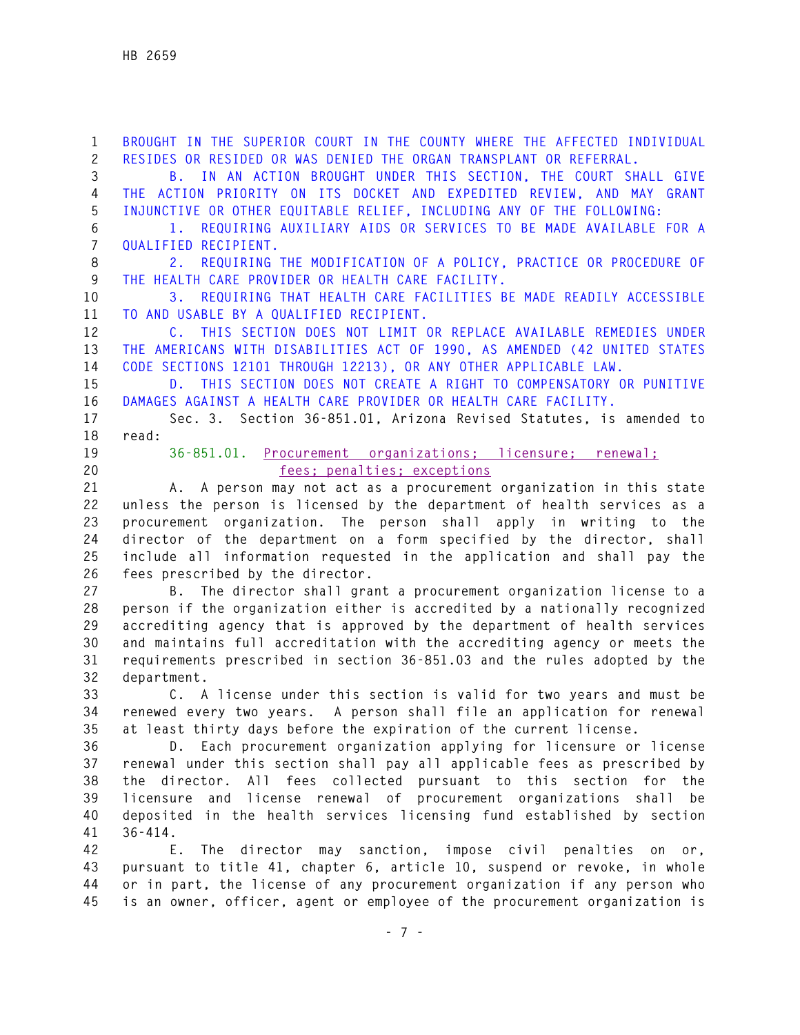BROUGHT IN THE SUPERIOR COURT IN THE COUNTY WHERE THE AFFECTED INDIVIDUAL RESIDES OR RESIDED OR WAS DENIED THE ORGAN TRANSPLANT OR REFERRAL.

B. IN AN ACTION BROUGHT UNDER THIS SECTION, THE COURT SHALL GIVE THE ACTION PRIORITY ON ITS DOCKET AND EXPEDITED REVIEW, AND MAY GRANT INJUNCTIVE OR OTHER EQUITABLE RELIEF, INCLUDING ANY OF THE FOLLOWING:

1. REQUIRING AUXILIARY AIDS OR SERVICES TO BE MADE AVAILABLE FOR A QUALIFIED RECIPIENT.

2. REQUIRING THE MODIFICATION OF A POLICY, PRACTICE OR PROCEDURE OF THE HEALTH CARE PROVIDER OR HEALTH CARE FACILITY.

3. REQUIRING THAT HEALTH CARE FACILITIES BE MADE READILY ACCESSIBLE TO AND USABLE BY A QUALIFIED RECIPIENT.

C. THIS SECTION DOES NOT LIMIT OR REPLACE AVAILABLE REMEDIES UNDER THE AMERICANS WITH DISABILITIES ACT OF 1990, AS AMENDED (42 UNITED STATES CODE SECTIONS 12101 THROUGH 12213), OR ANY OTHER APPLICABLE LAW.

D. THIS SECTION DOES NOT CREATE A RIGHT TO COMPENSATORY OR PUNITIVE DAMAGES AGAINST A HEALTH CARE PROVIDER OR HEALTH CARE FACILITY.

Sec. 3. Section 36-851.01, Arizona Revised Statutes, is amended to read:

36-851.01. Procurement organizations; licensure; renewal; fees; penalties; exceptions

A. A person may not act as a procurement organization in this state unless the person is licensed by the department of health services as a procurement organization. The person shall apply in writing to the director of the department on a form specified by the director, shall include all information requested in the application and shall pay the fees prescribed by the director.

B. The director shall grant a procurement organization license to a person if the organization either is accredited by a nationally recognized accrediting agency that is approved by the department of health services and maintains full accreditation with the accrediting agency or meets the requirements prescribed in section 36-851.03 and the rules adopted by the department.

C. A license under this section is valid for two years and must be renewed every two years. A person shall file an application for renewal at least thirty days before the expiration of the current license.

D. Each procurement organization applying for licensure or license renewal under this section shall pay all applicable fees as prescribed by the director. All fees collected pursuant to this section for the licensure and license renewal of procurement organizations shall be deposited in the health services licensing fund established by section 36-414.

E. The director may sanction, impose civil penalties on or, pursuant to title 41, chapter 6, article 10, suspend or revoke, in whole or in part, the license of any procurement organization if any person who is an owner, officer, agent or employee of the procurement organization is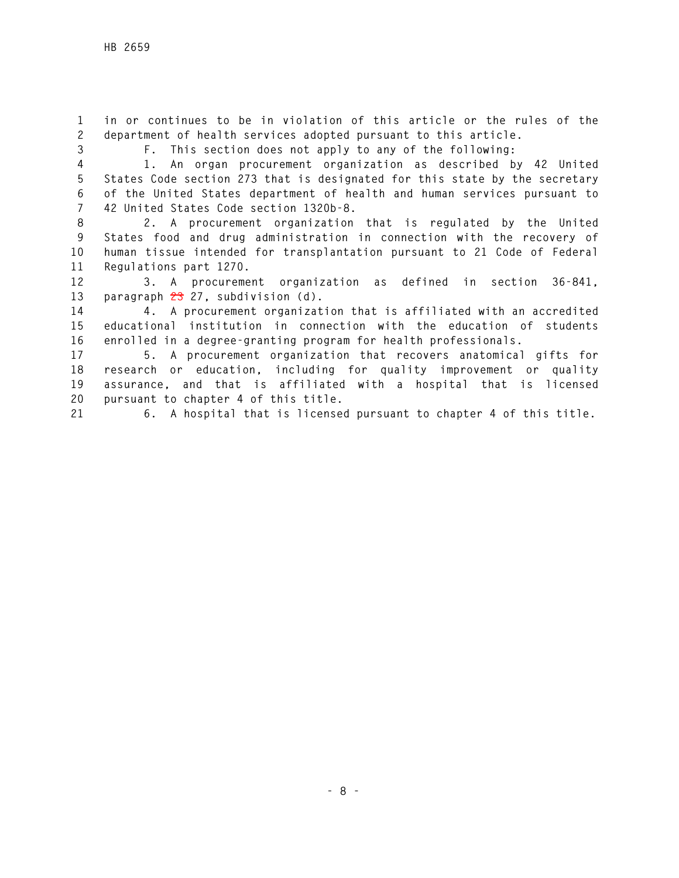in or continues to be in violation of this article or the rules of the department of health services adopted pursuant to this article.

F. This section does not apply to any of the following:

1. An organ procurement organization as described by 42 United States Code section 273 that is designated for this state by the secretary of the United States department of health and human services pursuant to 42 United States Code section 1320b-8.

2. A procurement organization that is regulated by the United States food and drug administration in connection with the recovery of human tissue intended for transplantation pursuant to 21 Code of Federal Regulations part 1270.

3. A procurement organization as defined in section 36-841, paragraph ~~23~~ 27, subdivision (d).

4. A procurement organization that is affiliated with an accredited educational institution in connection with the education of students enrolled in a degree-granting program for health professionals.

5. A procurement organization that recovers anatomical gifts for research or education, including for quality improvement or quality assurance, and that is affiliated with a hospital that is licensed pursuant to chapter 4 of this title.

6. A hospital that is licensed pursuant to chapter 4 of this title.